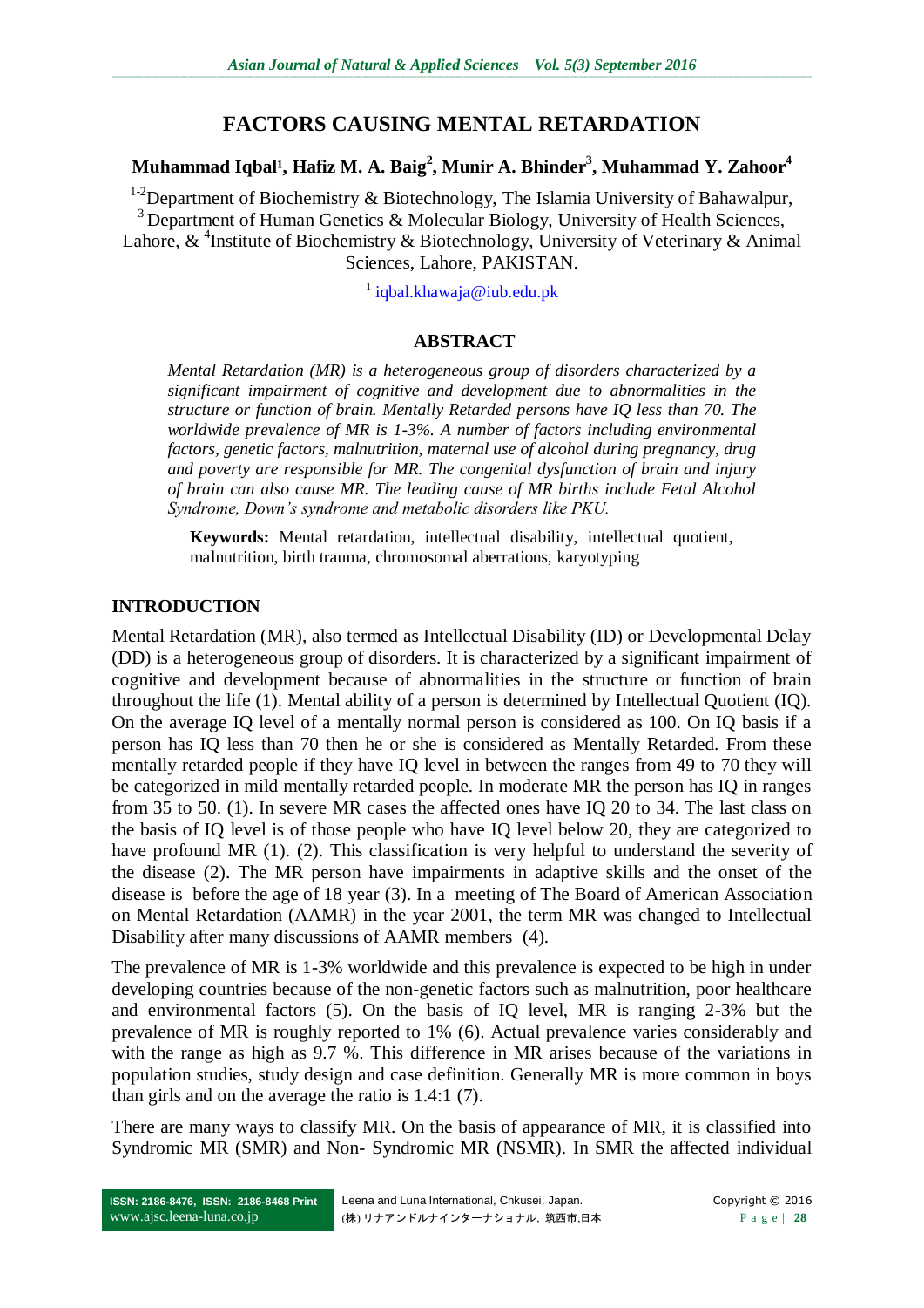# FACTORS CAUSING MENTAL RETARDATION

**Muhammad Iqbal[1], Hafiz M. A. Baig[2], Munir A. Bhinder[3], Muhammad Y. Zahoor[4]**

[1-2]Department of Biochemistry & Biotechnology, The Islamia University of Bahawalpur, [3]Department of Human Genetics & Molecular Biology, University of Health Sciences, Lahore, & [4]Institute of Biochemistry & Biotechnology, University of Veterinary & Animal Sciences, Lahore, PAKISTAN.

[1] iqbal.khawaja@iub.edu.pk

## ABSTRACT

*Mental Retardation (MR) is a heterogeneous group of disorders characterized by a significant impairment of cognitive and development due to abnormalities in the structure or function of brain. Mentally Retarded persons have IQ less than 70. The worldwide prevalence of MR is 1-3%. A number of factors including environmental factors, genetic factors, malnutrition, maternal use of alcohol during pregnancy, drug and poverty are responsible for MR. The congenital dysfunction of brain and injury of brain can also cause MR. The leading cause of MR births include Fetal Alcohol Syndrome, Down's syndrome and metabolic disorders like PKU.*

**Keywords:** Mental retardation, intellectual disability, intellectual quotient, malnutrition, birth trauma, chromosomal aberrations, karyotyping

## INTRODUCTION

Mental Retardation (MR), also termed as Intellectual Disability (ID) or Developmental Delay (DD) is a heterogeneous group of disorders. It is characterized by a significant impairment of cognitive and development because of abnormalities in the structure or function of brain throughout the life (1). Mental ability of a person is determined by Intellectual Quotient (IQ). On the average IQ level of a mentally normal person is considered as 100. On IQ basis if a person has IQ less than 70 then he or she is considered as Mentally Retarded. From these mentally retarded people if they have IQ level in between the ranges from 49 to 70 they will be categorized in mild mentally retarded people. In moderate MR the person has IQ in ranges from 35 to 50. (1). In severe MR cases the affected ones have IQ 20 to 34. The last class on the basis of IQ level is of those people who have IQ level below 20, they are categorized to have profound MR (1). (2). This classification is very helpful to understand the severity of the disease (2). The MR person have impairments in adaptive skills and the onset of the disease is before the age of 18 year (3). In a meeting of The Board of American Association on Mental Retardation (AAMR) in the year 2001, the term MR was changed to Intellectual Disability after many discussions of AAMR members (4).

The prevalence of MR is 1-3% worldwide and this prevalence is expected to be high in under developing countries because of the non-genetic factors such as malnutrition, poor healthcare and environmental factors (5). On the basis of IQ level, MR is ranging 2-3% but the prevalence of MR is roughly reported to 1% (6). Actual prevalence varies considerably and with the range as high as 9.7 %. This difference in MR arises because of the variations in population studies, study design and case definition. Generally MR is more common in boys than girls and on the average the ratio is 1.4:1 (7).

There are many ways to classify MR. On the basis of appearance of MR, it is classified into Syndromic MR (SMR) and Non- Syndromic MR (NSMR). In SMR the affected individual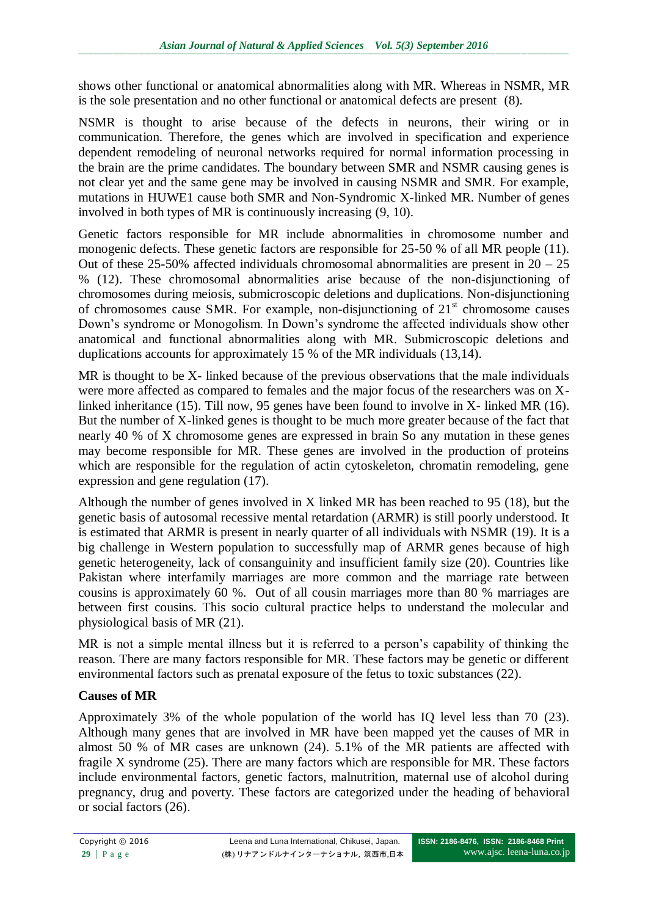shows other functional or anatomical abnormalities along with MR. Whereas in NSMR, MR is the sole presentation and no other functional or anatomical defects are present (8).

NSMR is thought to arise because of the defects in neurons, their wiring or in communication. Therefore, the genes which are involved in specification and experience dependent remodeling of neuronal networks required for normal information processing in the brain are the prime candidates. The boundary between SMR and NSMR causing genes is not clear yet and the same gene may be involved in causing NSMR and SMR. For example, mutations in HUWE1 cause both SMR and Non-Syndromic X-linked MR. Number of genes involved in both types of MR is continuously increasing (9, 10).

Genetic factors responsible for MR include abnormalities in chromosome number and monogenic defects. These genetic factors are responsible for 25-50 % of all MR people (11). Out of these 25-50% affected individuals chromosomal abnormalities are present in 20 – 25 % (12). These chromosomal abnormalities arise because of the non-disjunctioning of chromosomes during meiosis, submicroscopic deletions and duplications. Non-disjunctioning of chromosomes cause SMR. For example, non-disjunctioning of 21$^{st}$ chromosome causes Down's syndrome or Monogolism. In Down's syndrome the affected individuals show other anatomical and functional abnormalities along with MR. Submicroscopic deletions and duplications accounts for approximately 15 % of the MR individuals (13,14).

MR is thought to be X- linked because of the previous observations that the male individuals were more affected as compared to females and the major focus of the researchers was on X-linked inheritance (15). Till now, 95 genes have been found to involve in X- linked MR (16). But the number of X-linked genes is thought to be much more greater because of the fact that nearly 40 % of X chromosome genes are expressed in brain So any mutation in these genes may become responsible for MR. These genes are involved in the production of proteins which are responsible for the regulation of actin cytoskeleton, chromatin remodeling, gene expression and gene regulation (17).

Although the number of genes involved in X linked MR has been reached to 95 (18), but the genetic basis of autosomal recessive mental retardation (ARMR) is still poorly understood. It is estimated that ARMR is present in nearly quarter of all individuals with NSMR (19). It is a big challenge in Western population to successfully map of ARMR genes because of high genetic heterogeneity, lack of consanguinity and insufficient family size (20). Countries like Pakistan where interfamily marriages are more common and the marriage rate between cousins is approximately 60 %. Out of all cousin marriages more than 80 % marriages are between first cousins. This socio cultural practice helps to understand the molecular and physiological basis of MR (21).

MR is not a simple mental illness but it is referred to a person's capability of thinking the reason. There are many factors responsible for MR. These factors may be genetic or different environmental factors such as prenatal exposure of the fetus to toxic substances (22).

**Causes of MR**

Approximately 3% of the whole population of the world has IQ level less than 70 (23). Although many genes that are involved in MR have been mapped yet the causes of MR in almost 50 % of MR cases are unknown (24). 5.1% of the MR patients are affected with fragile X syndrome (25). There are many factors which are responsible for MR. These factors include environmental factors, genetic factors, malnutrition, maternal use of alcohol during pregnancy, drug and poverty. These factors are categorized under the heading of behavioral or social factors (26).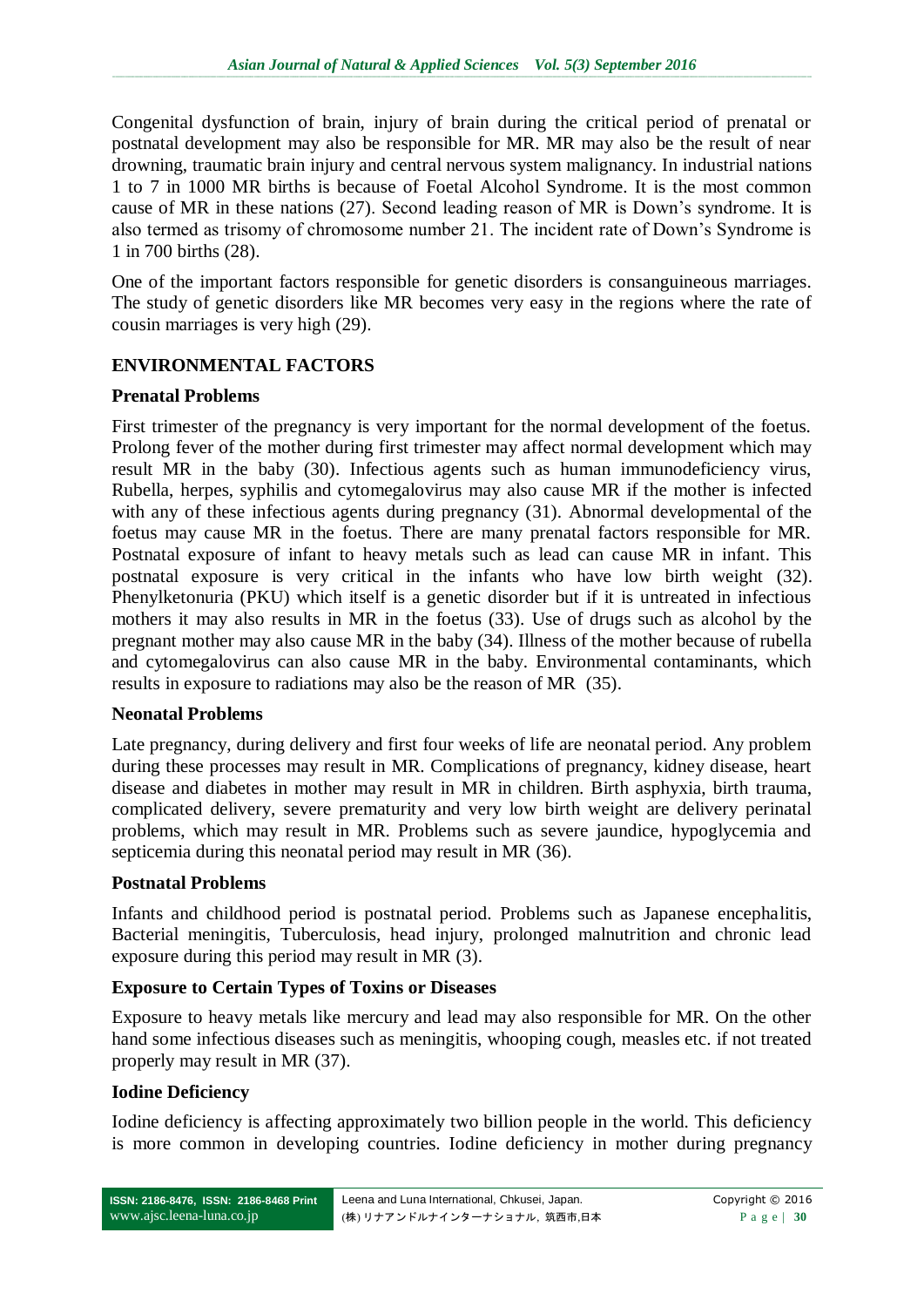Congenital dysfunction of brain, injury of brain during the critical period of prenatal or postnatal development may also be responsible for MR. MR may also be the result of near drowning, traumatic brain injury and central nervous system malignancy. In industrial nations 1 to 7 in 1000 MR births is because of Foetal Alcohol Syndrome. It is the most common cause of MR in these nations (27). Second leading reason of MR is Down's syndrome. It is also termed as trisomy of chromosome number 21. The incident rate of Down's Syndrome is 1 in 700 births (28).

One of the important factors responsible for genetic disorders is consanguineous marriages. The study of genetic disorders like MR becomes very easy in the regions where the rate of cousin marriages is very high (29).

## ENVIRONMENTAL FACTORS

### Prenatal Problems

First trimester of the pregnancy is very important for the normal development of the foetus. Prolong fever of the mother during first trimester may affect normal development which may result MR in the baby (30). Infectious agents such as human immunodeficiency virus, Rubella, herpes, syphilis and cytomegalovirus may also cause MR if the mother is infected with any of these infectious agents during pregnancy (31). Abnormal developmental of the foetus may cause MR in the foetus. There are many prenatal factors responsible for MR. Postnatal exposure of infant to heavy metals such as lead can cause MR in infant. This postnatal exposure is very critical in the infants who have low birth weight (32). Phenylketonuria (PKU) which itself is a genetic disorder but if it is untreated in infectious mothers it may also results in MR in the foetus (33). Use of drugs such as alcohol by the pregnant mother may also cause MR in the baby (34). Illness of the mother because of rubella and cytomegalovirus can also cause MR in the baby. Environmental contaminants, which results in exposure to radiations may also be the reason of MR (35).

### Neonatal Problems

Late pregnancy, during delivery and first four weeks of life are neonatal period. Any problem during these processes may result in MR. Complications of pregnancy, kidney disease, heart disease and diabetes in mother may result in MR in children. Birth asphyxia, birth trauma, complicated delivery, severe prematurity and very low birth weight are delivery perinatal problems, which may result in MR. Problems such as severe jaundice, hypoglycemia and septicemia during this neonatal period may result in MR (36).

### Postnatal Problems

Infants and childhood period is postnatal period. Problems such as Japanese encephalitis, Bacterial meningitis, Tuberculosis, head injury, prolonged malnutrition and chronic lead exposure during this period may result in MR (3).

### Exposure to Certain Types of Toxins or Diseases

Exposure to heavy metals like mercury and lead may also responsible for MR. On the other hand some infectious diseases such as meningitis, whooping cough, measles etc. if not treated properly may result in MR (37).

### Iodine Deficiency

Iodine deficiency is affecting approximately two billion people in the world. This deficiency is more common in developing countries. Iodine deficiency in mother during pregnancy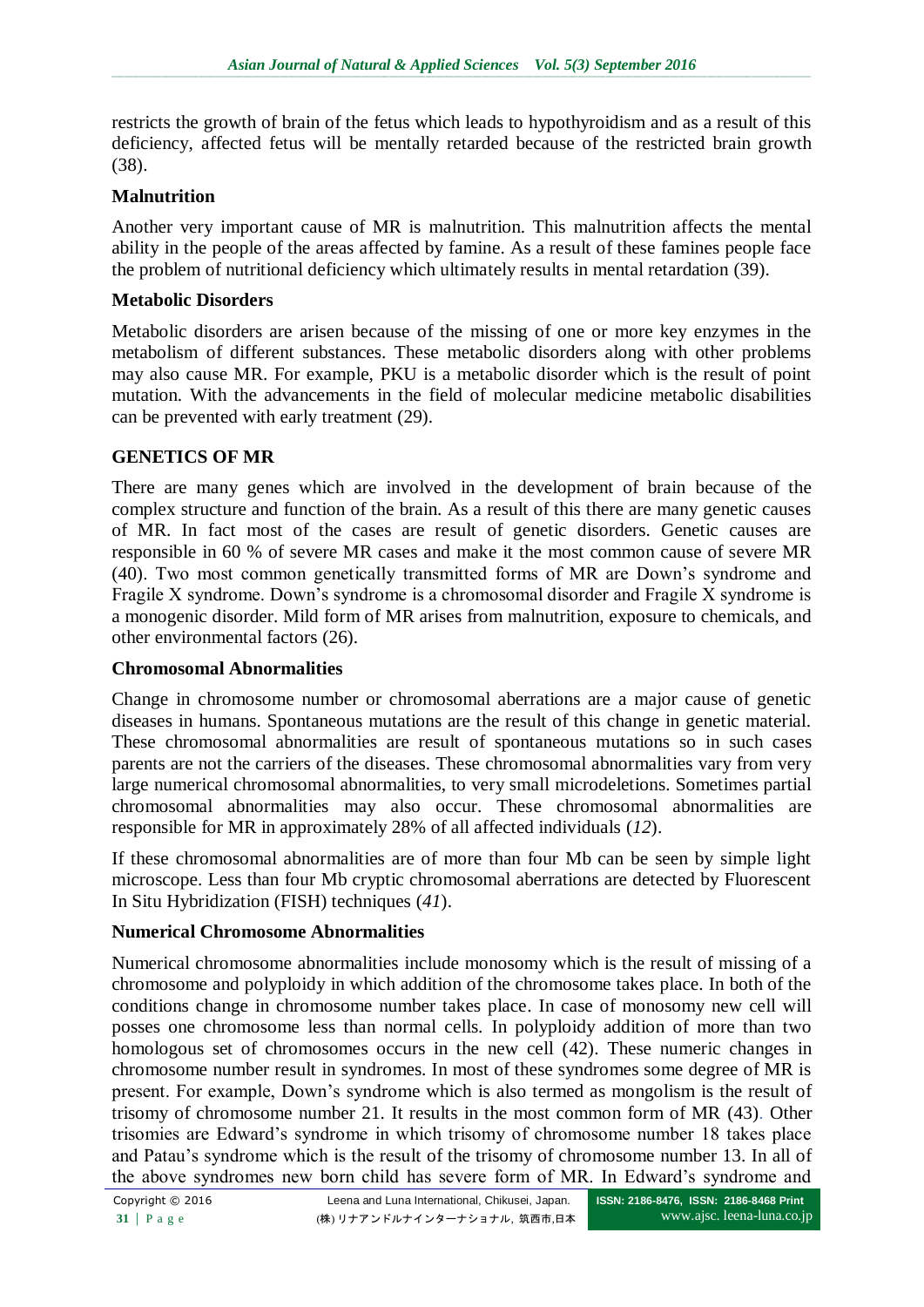restricts the growth of brain of the fetus which leads to hypothyroidism and as a result of this deficiency, affected fetus will be mentally retarded because of the restricted brain growth (38).

### Malnutrition

Another very important cause of MR is malnutrition. This malnutrition affects the mental ability in the people of the areas affected by famine. As a result of these famines people face the problem of nutritional deficiency which ultimately results in mental retardation (39).

### Metabolic Disorders

Metabolic disorders are arisen because of the missing of one or more key enzymes in the metabolism of different substances. These metabolic disorders along with other problems may also cause MR. For example, PKU is a metabolic disorder which is the result of point mutation. With the advancements in the field of molecular medicine metabolic disabilities can be prevented with early treatment (29).

## GENETICS OF MR

There are many genes which are involved in the development of brain because of the complex structure and function of the brain. As a result of this there are many genetic causes of MR. In fact most of the cases are result of genetic disorders. Genetic causes are responsible in 60 % of severe MR cases and make it the most common cause of severe MR (40). Two most common genetically transmitted forms of MR are Down's syndrome and Fragile X syndrome. Down's syndrome is a chromosomal disorder and Fragile X syndrome is a monogenic disorder. Mild form of MR arises from malnutrition, exposure to chemicals, and other environmental factors (26).

### Chromosomal Abnormalities

Change in chromosome number or chromosomal aberrations are a major cause of genetic diseases in humans. Spontaneous mutations are the result of this change in genetic material. These chromosomal abnormalities are result of spontaneous mutations so in such cases parents are not the carriers of the diseases. These chromosomal abnormalities vary from very large numerical chromosomal abnormalities, to very small microdeletions. Sometimes partial chromosomal abnormalities may also occur. These chromosomal abnormalities are responsible for MR in approximately 28% of all affected individuals (*12*).

If these chromosomal abnormalities are of more than four Mb can be seen by simple light microscope. Less than four Mb cryptic chromosomal aberrations are detected by Fluorescent In Situ Hybridization (FISH) techniques (*41*).

### Numerical Chromosome Abnormalities

Numerical chromosome abnormalities include monosomy which is the result of missing of a chromosome and polyploidy in which addition of the chromosome takes place. In both of the conditions change in chromosome number takes place. In case of monosomy new cell will posses one chromosome less than normal cells. In polyploidy addition of more than two homologous set of chromosomes occurs in the new cell (42). These numeric changes in chromosome number result in syndromes. In most of these syndromes some degree of MR is present. For example, Down's syndrome which is also termed as mongolism is the result of trisomy of chromosome number 21. It results in the most common form of MR (43). Other trisomies are Edward's syndrome in which trisomy of chromosome number 18 takes place and Patau's syndrome which is the result of the trisomy of chromosome number 13. In all of the above syndromes new born child has severe form of MR. In Edward's syndrome and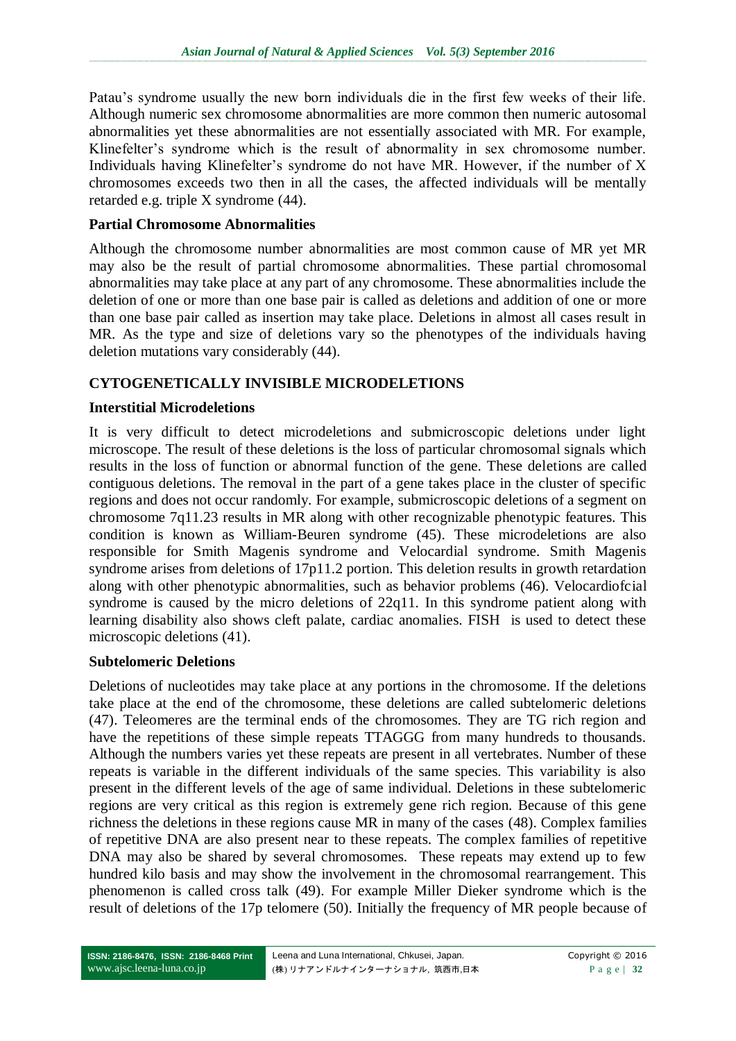Patau's syndrome usually the new born individuals die in the first few weeks of their life. Although numeric sex chromosome abnormalities are more common then numeric autosomal abnormalities yet these abnormalities are not essentially associated with MR. For example, Klinefelter's syndrome which is the result of abnormality in sex chromosome number. Individuals having Klinefelter's syndrome do not have MR. However, if the number of X chromosomes exceeds two then in all the cases, the affected individuals will be mentally retarded e.g. triple X syndrome (44).

### Partial Chromosome Abnormalities

Although the chromosome number abnormalities are most common cause of MR yet MR may also be the result of partial chromosome abnormalities. These partial chromosomal abnormalities may take place at any part of any chromosome. These abnormalities include the deletion of one or more than one base pair is called as deletions and addition of one or more than one base pair called as insertion may take place. Deletions in almost all cases result in MR. As the type and size of deletions vary so the phenotypes of the individuals having deletion mutations vary considerably (44).

## CYTOGENETICALLY INVISIBLE MICRODELETIONS

### Interstitial Microdeletions

It is very difficult to detect microdeletions and submicroscopic deletions under light microscope. The result of these deletions is the loss of particular chromosomal signals which results in the loss of function or abnormal function of the gene. These deletions are called contiguous deletions. The removal in the part of a gene takes place in the cluster of specific regions and does not occur randomly. For example, submicroscopic deletions of a segment on chromosome 7q11.23 results in MR along with other recognizable phenotypic features. This condition is known as William-Beuren syndrome (45). These microdeletions are also responsible for Smith Magenis syndrome and Velocardial syndrome. Smith Magenis syndrome arises from deletions of 17p11.2 portion. This deletion results in growth retardation along with other phenotypic abnormalities, such as behavior problems (46). Velocardiofcial syndrome is caused by the micro deletions of 22q11. In this syndrome patient along with learning disability also shows cleft palate, cardiac anomalies. FISH is used to detect these microscopic deletions (41).

### Subtelomeric Deletions

Deletions of nucleotides may take place at any portions in the chromosome. If the deletions take place at the end of the chromosome, these deletions are called subtelomeric deletions (47). Teleomeres are the terminal ends of the chromosomes. They are TG rich region and have the repetitions of these simple repeats TTAGGG from many hundreds to thousands. Although the numbers varies yet these repeats are present in all vertebrates. Number of these repeats is variable in the different individuals of the same species. This variability is also present in the different levels of the age of same individual. Deletions in these subtelomeric regions are very critical as this region is extremely gene rich region. Because of this gene richness the deletions in these regions cause MR in many of the cases (48). Complex families of repetitive DNA are also present near to these repeats. The complex families of repetitive DNA may also be shared by several chromosomes. These repeats may extend up to few hundred kilo basis and may show the involvement in the chromosomal rearrangement. This phenomenon is called cross talk (49). For example Miller Dieker syndrome which is the result of deletions of the 17p telomere (50). Initially the frequency of MR people because of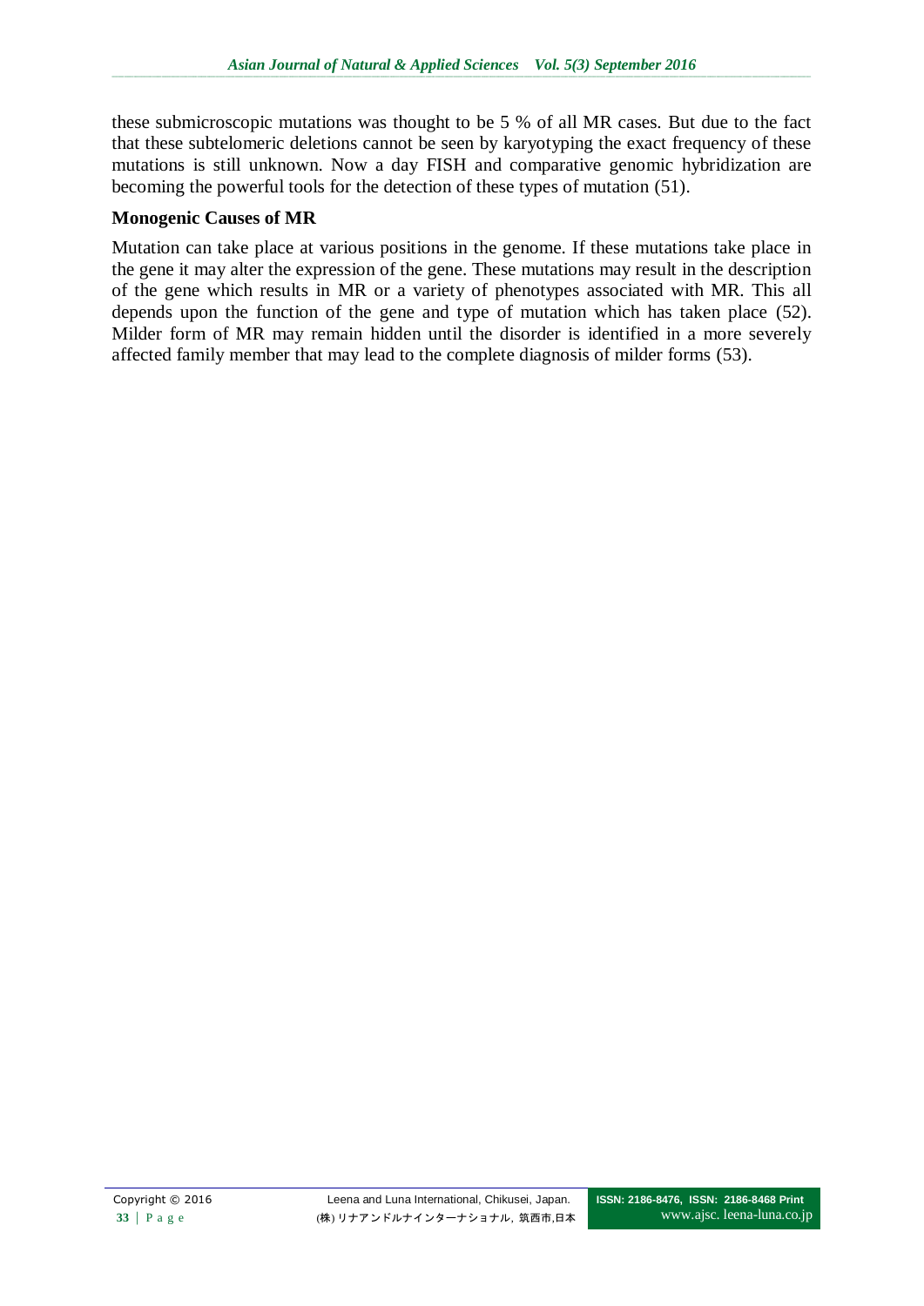these submicroscopic mutations was thought to be 5 % of all MR cases. But due to the fact that these subtelomeric deletions cannot be seen by karyotyping the exact frequency of these mutations is still unknown. Now a day FISH and comparative genomic hybridization are becoming the powerful tools for the detection of these types of mutation (51).

**Monogenic Causes of MR**

Mutation can take place at various positions in the genome. If these mutations take place in the gene it may alter the expression of the gene. These mutations may result in the description of the gene which results in MR or a variety of phenotypes associated with MR. This all depends upon the function of the gene and type of mutation which has taken place (52). Milder form of MR may remain hidden until the disorder is identified in a more severely affected family member that may lead to the complete diagnosis of milder forms (53).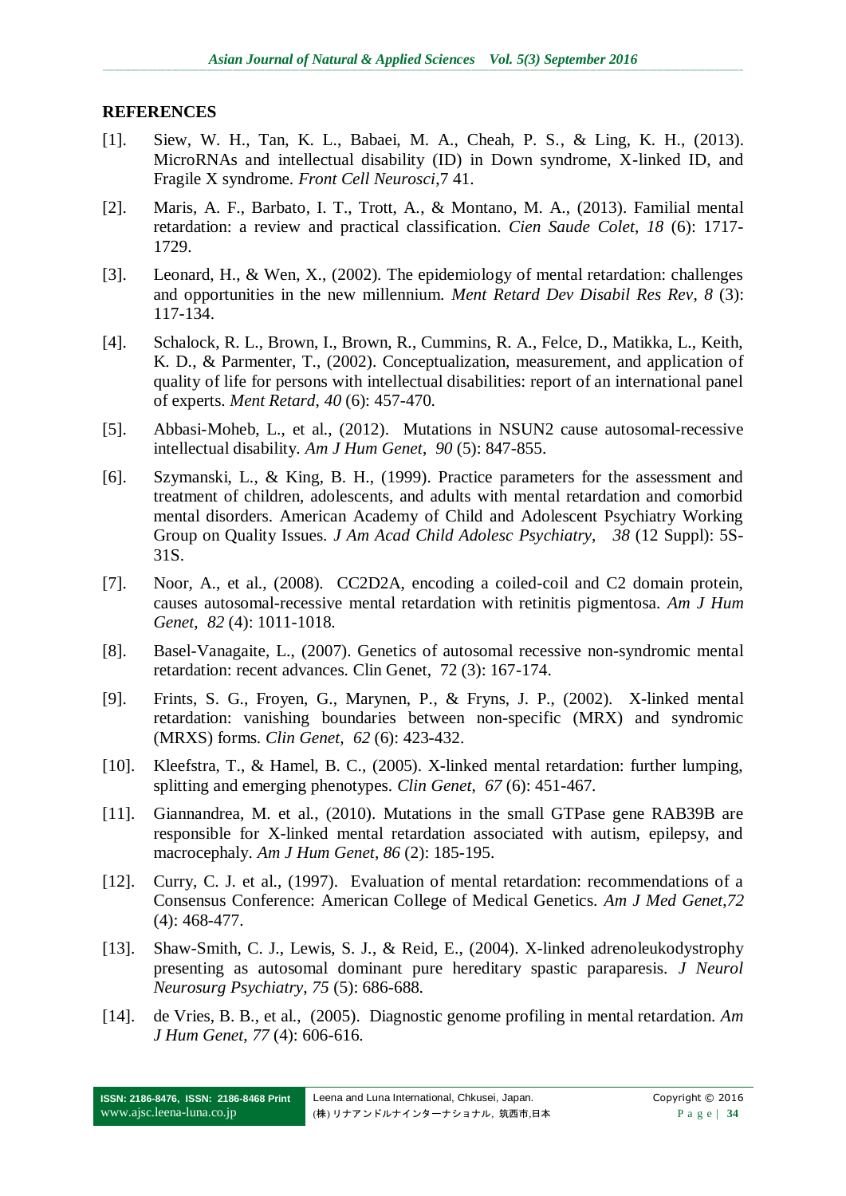## REFERENCES

[1]. Siew, W. H., Tan, K. L., Babaei, M. A., Cheah, P. S., & Ling, K. H., (2013). MicroRNAs and intellectual disability (ID) in Down syndrome, X-linked ID, and Fragile X syndrome. *Front Cell Neurosci*,7 41.

[2]. Maris, A. F., Barbato, I. T., Trott, A., & Montano, M. A., (2013). Familial mental retardation: a review and practical classification. *Cien Saude Colet*, *18* (6): 1717-1729.

[3]. Leonard, H., & Wen, X., (2002). The epidemiology of mental retardation: challenges and opportunities in the new millennium. *Ment Retard Dev Disabil Res Rev*, *8* (3): 117-134.

[4]. Schalock, R. L., Brown, I., Brown, R., Cummins, R. A., Felce, D., Matikka, L., Keith, K. D., & Parmenter, T., (2002). Conceptualization, measurement, and application of quality of life for persons with intellectual disabilities: report of an international panel of experts. *Ment Retard*, *40* (6): 457-470.

[5]. Abbasi-Moheb, L., et al., (2012). Mutations in NSUN2 cause autosomal-recessive intellectual disability. *Am J Hum Genet*, *90* (5): 847-855.

[6]. Szymanski, L., & King, B. H., (1999). Practice parameters for the assessment and treatment of children, adolescents, and adults with mental retardation and comorbid mental disorders. American Academy of Child and Adolescent Psychiatry Working Group on Quality Issues. *J Am Acad Child Adolesc Psychiatry*, *38* (12 Suppl): 5S-31S.

[7]. Noor, A., et al., (2008). CC2D2A, encoding a coiled-coil and C2 domain protein, causes autosomal-recessive mental retardation with retinitis pigmentosa. *Am J Hum Genet*, *82* (4): 1011-1018.

[8]. Basel-Vanagaite, L., (2007). Genetics of autosomal recessive non-syndromic mental retardation: recent advances. Clin Genet, 72 (3): 167-174.

[9]. Frints, S. G., Froyen, G., Marynen, P., & Fryns, J. P., (2002). X-linked mental retardation: vanishing boundaries between non-specific (MRX) and syndromic (MRXS) forms. *Clin Genet*, *62* (6): 423-432.

[10]. Kleefstra, T., & Hamel, B. C., (2005). X-linked mental retardation: further lumping, splitting and emerging phenotypes. *Clin Genet*, *67* (6): 451-467.

[11]. Giannandrea, M. et al., (2010). Mutations in the small GTPase gene RAB39B are responsible for X-linked mental retardation associated with autism, epilepsy, and macrocephaly. *Am J Hum Genet*, *86* (2): 185-195.

[12]. Curry, C. J. et al., (1997). Evaluation of mental retardation: recommendations of a Consensus Conference: American College of Medical Genetics. *Am J Med Genet*,*72* (4): 468-477.

[13]. Shaw-Smith, C. J., Lewis, S. J., & Reid, E., (2004). X-linked adrenoleukodystrophy presenting as autosomal dominant pure hereditary spastic paraparesis. *J Neurol Neurosurg Psychiatry*, *75* (5): 686-688.

[14]. de Vries, B. B., et al., (2005). Diagnostic genome profiling in mental retardation. *Am J Hum Genet*, *77* (4): 606-616.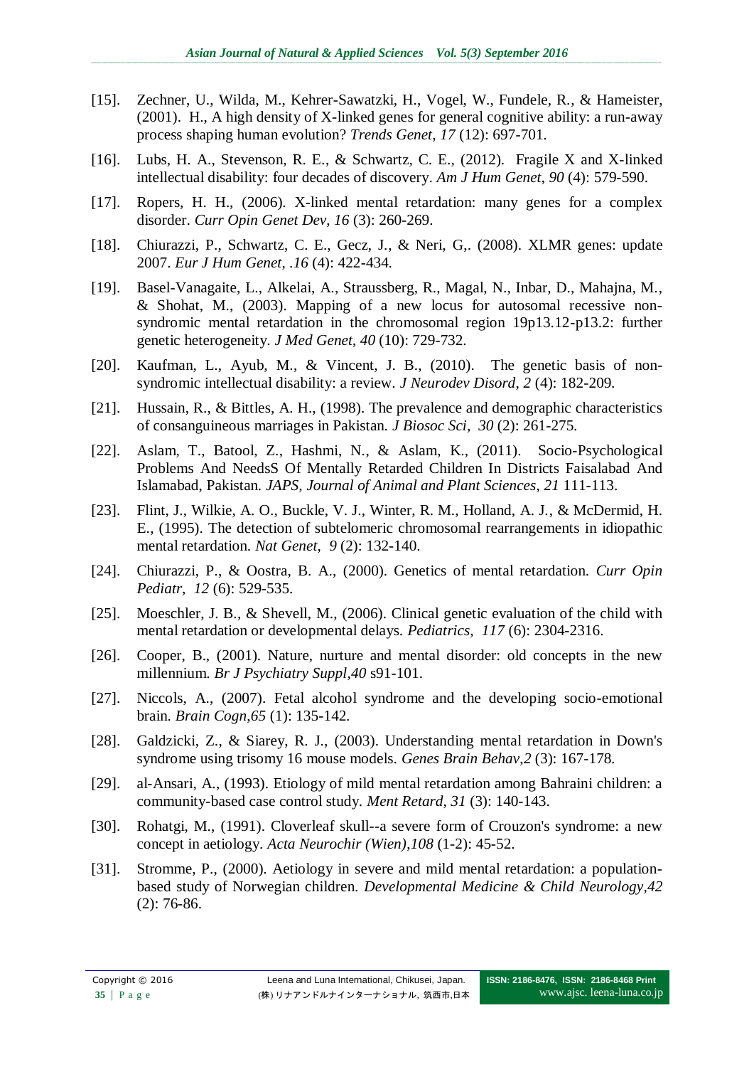[15]. Zechner, U., Wilda, M., Kehrer-Sawatzki, H., Vogel, W., Fundele, R., & Hameister, (2001). H., A high density of X-linked genes for general cognitive ability: a run-away process shaping human evolution? *Trends Genet, 17* (12): 697-701.

[16]. Lubs, H. A., Stevenson, R. E., & Schwartz, C. E., (2012). Fragile X and X-linked intellectual disability: four decades of discovery. *Am J Hum Genet*, *90* (4): 579-590.

[17]. Ropers, H. H., (2006). X-linked mental retardation: many genes for a complex disorder. *Curr Opin Genet Dev*, *16* (3): 260-269.

[18]. Chiurazzi, P., Schwartz, C. E., Gecz, J., & Neri, G,. (2008). XLMR genes: update 2007. *Eur J Hum Genet*, *.16* (4): 422-434.

[19]. Basel-Vanagaite, L., Alkelai, A., Straussberg, R., Magal, N., Inbar, D., Mahajna, M., & Shohat, M., (2003). Mapping of a new locus for autosomal recessive non-syndromic mental retardation in the chromosomal region 19p13.12-p13.2: further genetic heterogeneity. *J Med Genet*, *40* (10): 729-732.

[20]. Kaufman, L., Ayub, M., & Vincent, J. B., (2010). The genetic basis of non-syndromic intellectual disability: a review. *J Neurodev Disord*, *2* (4): 182-209.

[21]. Hussain, R., & Bittles, A. H., (1998). The prevalence and demographic characteristics of consanguineous marriages in Pakistan. *J Biosoc Sci*, *30* (2): 261-275.

[22]. Aslam, T., Batool, Z., Hashmi, N., & Aslam, K., (2011). Socio-Psychological Problems And NeedsS Of Mentally Retarded Children In Districts Faisalabad And Islamabad, Pakistan. *JAPS, Journal of Animal and Plant Sciences*, *21* 111-113.

[23]. Flint, J., Wilkie, A. O., Buckle, V. J., Winter, R. M., Holland, A. J., & McDermid, H. E., (1995). The detection of subtelomeric chromosomal rearrangements in idiopathic mental retardation. *Nat Genet*, *9* (2): 132-140.

[24]. Chiurazzi, P., & Oostra, B. A., (2000). Genetics of mental retardation. *Curr Opin Pediatr*, *12* (6): 529-535.

[25]. Moeschler, J. B., & Shevell, M., (2006). Clinical genetic evaluation of the child with mental retardation or developmental delays. *Pediatrics*, *117* (6): 2304-2316.

[26]. Cooper, B., (2001). Nature, nurture and mental disorder: old concepts in the new millennium. *Br J Psychiatry Suppl*,*40* s91-101.

[27]. Niccols, A., (2007). Fetal alcohol syndrome and the developing socio-emotional brain. *Brain Cogn*,*65* (1): 135-142.

[28]. Galdzicki, Z., & Siarey, R. J., (2003). Understanding mental retardation in Down's syndrome using trisomy 16 mouse models. *Genes Brain Behav*,*2* (3): 167-178.

[29]. al-Ansari, A., (1993). Etiology of mild mental retardation among Bahraini children: a community-based case control study. *Ment Retard*, *31* (3): 140-143.

[30]. Rohatgi, M., (1991). Cloverleaf skull--a severe form of Crouzon's syndrome: a new concept in aetiology. *Acta Neurochir (Wien)*,*108* (1-2): 45-52.

[31]. Stromme, P., (2000). Aetiology in severe and mild mental retardation: a population-based study of Norwegian children. *Developmental Medicine & Child Neurology*,*42* (2): 76-86.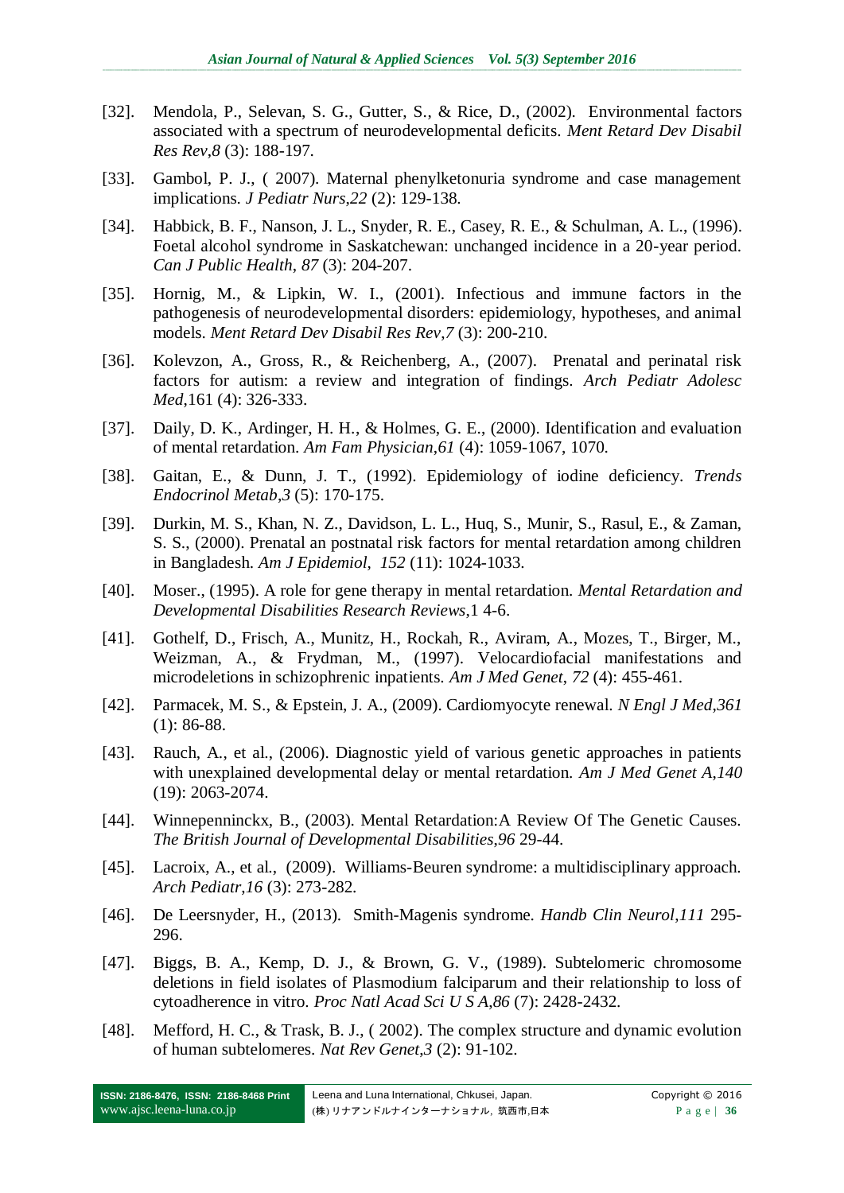[32]. Mendola, P., Selevan, S. G., Gutter, S., & Rice, D., (2002). Environmental factors associated with a spectrum of neurodevelopmental deficits. *Ment Retard Dev Disabil Res Rev*,*8* (3): 188-197.

[33]. Gambol, P. J., ( 2007). Maternal phenylketonuria syndrome and case management implications. *J Pediatr Nurs*,*22* (2): 129-138.

[34]. Habbick, B. F., Nanson, J. L., Snyder, R. E., Casey, R. E., & Schulman, A. L., (1996). Foetal alcohol syndrome in Saskatchewan: unchanged incidence in a 20-year period. *Can J Public Health*, *87* (3): 204-207.

[35]. Hornig, M., & Lipkin, W. I., (2001). Infectious and immune factors in the pathogenesis of neurodevelopmental disorders: epidemiology, hypotheses, and animal models. *Ment Retard Dev Disabil Res Rev*,*7* (3): 200-210.

[36]. Kolevzon, A., Gross, R., & Reichenberg, A., (2007). Prenatal and perinatal risk factors for autism: a review and integration of findings. *Arch Pediatr Adolesc Med*,161 (4): 326-333.

[37]. Daily, D. K., Ardinger, H. H., & Holmes, G. E., (2000). Identification and evaluation of mental retardation. *Am Fam Physician*,*61* (4): 1059-1067, 1070.

[38]. Gaitan, E., & Dunn, J. T., (1992). Epidemiology of iodine deficiency. *Trends Endocrinol Metab*,*3* (5): 170-175.

[39]. Durkin, M. S., Khan, N. Z., Davidson, L. L., Huq, S., Munir, S., Rasul, E., & Zaman, S. S., (2000). Prenatal an postnatal risk factors for mental retardation among children in Bangladesh. *Am J Epidemiol*, *152* (11): 1024-1033.

[40]. Moser., (1995). A role for gene therapy in mental retardation. *Mental Retardation and Developmental Disabilities Research Reviews*,1 4-6.

[41]. Gothelf, D., Frisch, A., Munitz, H., Rockah, R., Aviram, A., Mozes, T., Birger, M., Weizman, A., & Frydman, M., (1997). Velocardiofacial manifestations and microdeletions in schizophrenic inpatients. *Am J Med Genet*, *72* (4): 455-461.

[42]. Parmacek, M. S., & Epstein, J. A., (2009). Cardiomyocyte renewal. *N Engl J Med*,*361* (1): 86-88.

[43]. Rauch, A., et al., (2006). Diagnostic yield of various genetic approaches in patients with unexplained developmental delay or mental retardation. *Am J Med Genet A*,*140* (19): 2063-2074.

[44]. Winnepenninckx, B., (2003). Mental Retardation:A Review Of The Genetic Causes. *The British Journal of Developmental Disabilities*,*96* 29-44.

[45]. Lacroix, A., et al., (2009). Williams-Beuren syndrome: a multidisciplinary approach. *Arch Pediatr*,*16* (3): 273-282.

[46]. De Leersnyder, H., (2013). Smith-Magenis syndrome. *Handb Clin Neurol*,*111* 295-296.

[47]. Biggs, B. A., Kemp, D. J., & Brown, G. V., (1989). Subtelomeric chromosome deletions in field isolates of Plasmodium falciparum and their relationship to loss of cytoadherence in vitro. *Proc Natl Acad Sci U S A*,*86* (7): 2428-2432.

[48]. Mefford, H. C., & Trask, B. J., ( 2002). The complex structure and dynamic evolution of human subtelomeres. *Nat Rev Genet*,*3* (2): 91-102.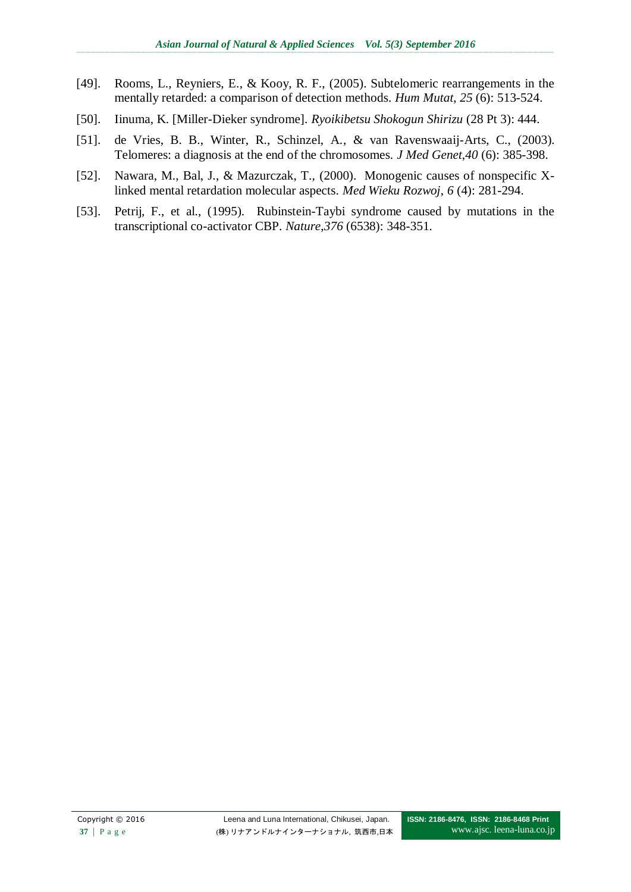[49]. Rooms, L., Reyniers, E., & Kooy, R. F., (2005). Subtelomeric rearrangements in the mentally retarded: a comparison of detection methods. *Hum Mutat*, *25* (6): 513-524.

[50]. Iinuma, K. [Miller-Dieker syndrome]. *Ryoikibetsu Shokogun Shirizu* (28 Pt 3): 444.

[51]. de Vries, B. B., Winter, R., Schinzel, A., & van Ravenswaaij-Arts, C., (2003). Telomeres: a diagnosis at the end of the chromosomes. *J Med Genet*,*40* (6): 385-398.

[52]. Nawara, M., Bal, J., & Mazurczak, T., (2000). Monogenic causes of nonspecific X-linked mental retardation molecular aspects. *Med Wieku Rozwoj*, *6* (4): 281-294.

[53]. Petrij, F., et al., (1995). Rubinstein-Taybi syndrome caused by mutations in the transcriptional co-activator CBP. *Nature*,*376* (6538): 348-351.